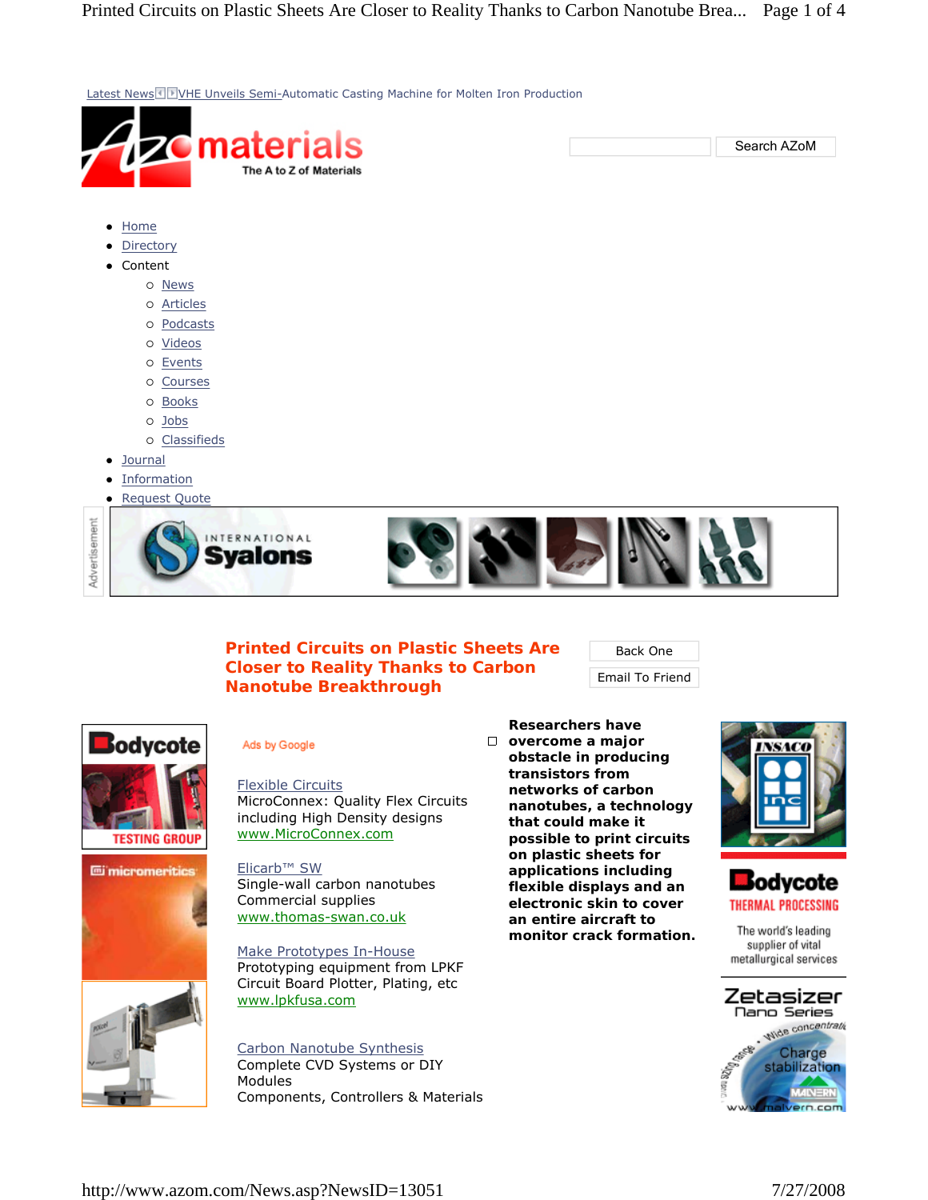Latest News VHE Unveils Semi-Automatic Casting Machine for Molten Iron Production

materials
The A to Z of Materials

Search AZoM

- Home
- Directory
- Content
  - News
  - Articles
  - Podcasts
  - Videos
  - Events
  - Courses
  - Books
  - Jobs
  - Classifieds
- Journal
- Information
- Request Quote

Advertisement

# Printed Circuits on Plastic Sheets Are Closer to Reality Thanks to Carbon Nanotube Breakthrough

Back One

Email To Friend

Ads by Google

Flexible Circuits
MicroConnex: Quality Flex Circuits including High Density designs
www.MicroConnex.com

Elicarb™ SW
Single-wall carbon nanotubes Commercial supplies
www.thomas-swan.co.uk

Make Prototypes In-House
Prototyping equipment from LPKF Circuit Board Plotter, Plating, etc
www.lpkfusa.com

Carbon Nanotube Synthesis
Complete CVD Systems or DIY Modules
Components, Controllers & Materials

**Researchers have overcome a major obstacle in producing transistors from networks of carbon nanotubes, a technology that could make it possible to print circuits on plastic sheets for applications including flexible displays and an electronic skin to cover an entire aircraft to monitor crack formation.**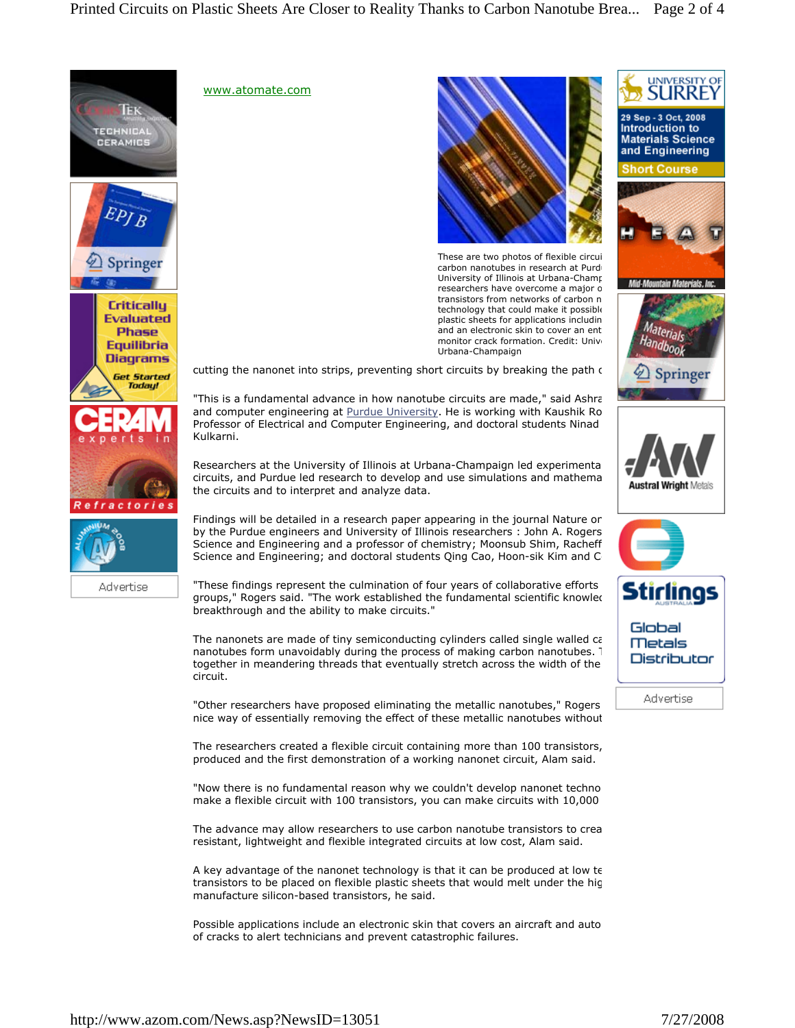www.atomate.com

These are two photos of flexible circui carbon nanotubes in research at Purd University of Illinois at Urbana-Champ researchers have overcome a major o transistors from networks of carbon n technology that could make it possible plastic sheets for applications includin and an electronic skin to cover an ent monitor crack formation. Credit: Univ Urbana-Champaign

cutting the nanonet into strips, preventing short circuits by breaking the path c

"This is a fundamental advance in how nanotube circuits are made," said Ashra and computer engineering at Purdue University. He is working with Kaushik Ro Professor of Electrical and Computer Engineering, and doctoral students Ninad Kulkarni.

Researchers at the University of Illinois at Urbana-Champaign led experimenta circuits, and Purdue led research to develop and use simulations and mathema the circuits and to interpret and analyze data.

Findings will be detailed in a research paper appearing in the journal Nature or by the Purdue engineers and University of Illinois researchers : John A. Rogers Science and Engineering and a professor of chemistry; Moonsub Shim, Racheff Science and Engineering; and doctoral students Qing Cao, Hoon-sik Kim and C

"These findings represent the culmination of four years of collaborative efforts groups," Rogers said. "The work established the fundamental scientific knowle breakthrough and the ability to make circuits."

The nanonets are made of tiny semiconducting cylinders called single walled ca nanotubes form unavoidably during the process of making carbon nanotubes. T together in meandering threads that eventually stretch across the width of the circuit.

"Other researchers have proposed eliminating the metallic nanotubes," Rogers nice way of essentially removing the effect of these metallic nanotubes without

The researchers created a flexible circuit containing more than 100 transistors, produced and the first demonstration of a working nanonet circuit, Alam said.

"Now there is no fundamental reason why we couldn't develop nanonet techno make a flexible circuit with 100 transistors, you can make circuits with 10,000

The advance may allow researchers to use carbon nanotube transistors to crea resistant, lightweight and flexible integrated circuits at low cost, Alam said.

A key advantage of the nanonet technology is that it can be produced at low te transistors to be placed on flexible plastic sheets that would melt under the hig manufacture silicon-based transistors, he said.

Possible applications include an electronic skin that covers an aircraft and auto of cracks to alert technicians and prevent catastrophic failures.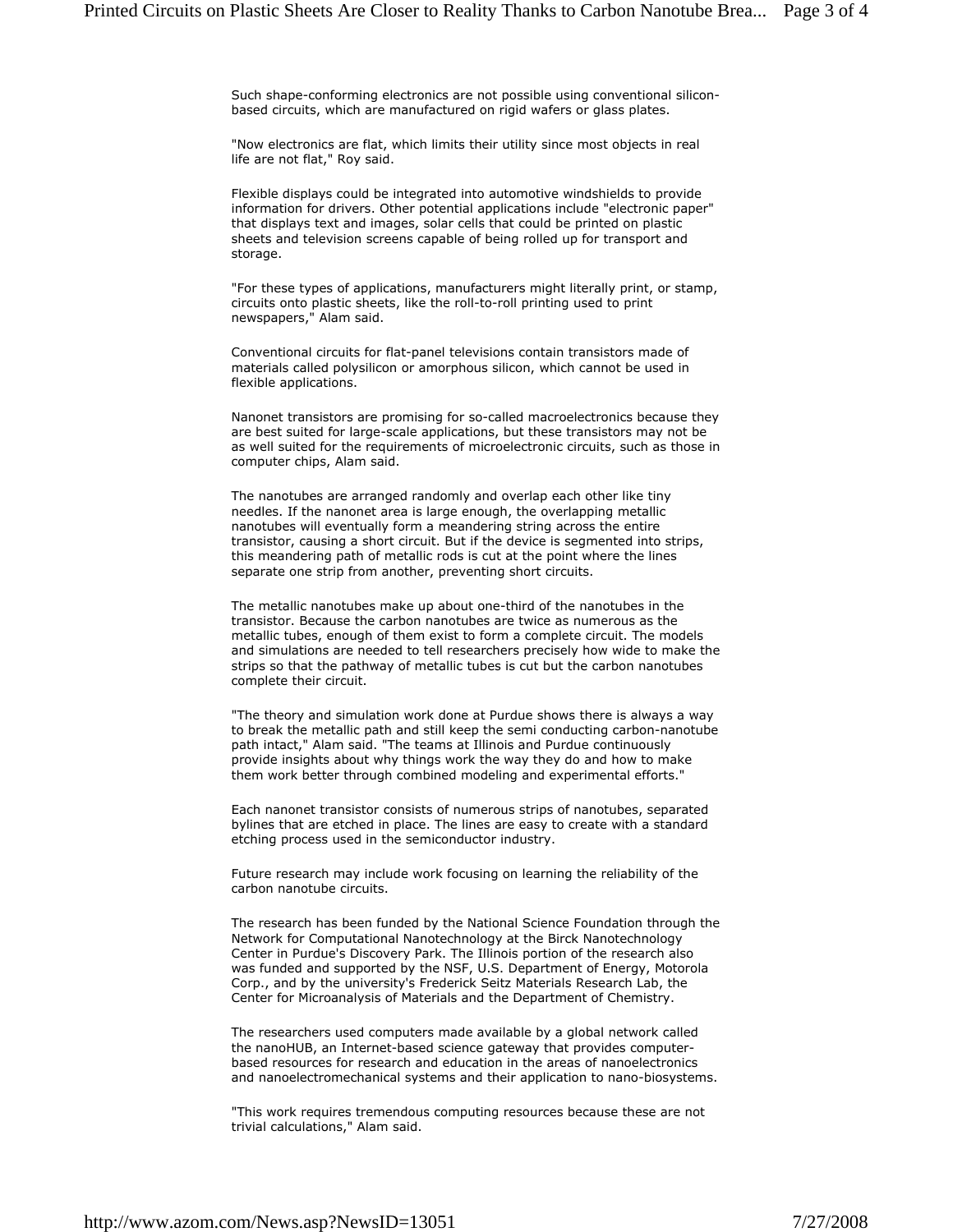Such shape-conforming electronics are not possible using conventional silicon-based circuits, which are manufactured on rigid wafers or glass plates.

"Now electronics are flat, which limits their utility since most objects in real life are not flat," Roy said.

Flexible displays could be integrated into automotive windshields to provide information for drivers. Other potential applications include "electronic paper" that displays text and images, solar cells that could be printed on plastic sheets and television screens capable of being rolled up for transport and storage.

"For these types of applications, manufacturers might literally print, or stamp, circuits onto plastic sheets, like the roll-to-roll printing used to print newspapers," Alam said.

Conventional circuits for flat-panel televisions contain transistors made of materials called polysilicon or amorphous silicon, which cannot be used in flexible applications.

Nanonet transistors are promising for so-called macroelectronics because they are best suited for large-scale applications, but these transistors may not be as well suited for the requirements of microelectronic circuits, such as those in computer chips, Alam said.

The nanotubes are arranged randomly and overlap each other like tiny needles. If the nanonet area is large enough, the overlapping metallic nanotubes will eventually form a meandering string across the entire transistor, causing a short circuit. But if the device is segmented into strips, this meandering path of metallic rods is cut at the point where the lines separate one strip from another, preventing short circuits.

The metallic nanotubes make up about one-third of the nanotubes in the transistor. Because the carbon nanotubes are twice as numerous as the metallic tubes, enough of them exist to form a complete circuit. The models and simulations are needed to tell researchers precisely how wide to make the strips so that the pathway of metallic tubes is cut but the carbon nanotubes complete their circuit.

"The theory and simulation work done at Purdue shows there is always a way to break the metallic path and still keep the semi conducting carbon-nanotube path intact," Alam said. "The teams at Illinois and Purdue continuously provide insights about why things work the way they do and how to make them work better through combined modeling and experimental efforts."

Each nanonet transistor consists of numerous strips of nanotubes, separated bylines that are etched in place. The lines are easy to create with a standard etching process used in the semiconductor industry.

Future research may include work focusing on learning the reliability of the carbon nanotube circuits.

The research has been funded by the National Science Foundation through the Network for Computational Nanotechnology at the Birck Nanotechnology Center in Purdue's Discovery Park. The Illinois portion of the research also was funded and supported by the NSF, U.S. Department of Energy, Motorola Corp., and by the university's Frederick Seitz Materials Research Lab, the Center for Microanalysis of Materials and the Department of Chemistry.

The researchers used computers made available by a global network called the nanoHUB, an Internet-based science gateway that provides computer-based resources for research and education in the areas of nanoelectronics and nanoelectromechanical systems and their application to nano-biosystems.

"This work requires tremendous computing resources because these are not trivial calculations," Alam said.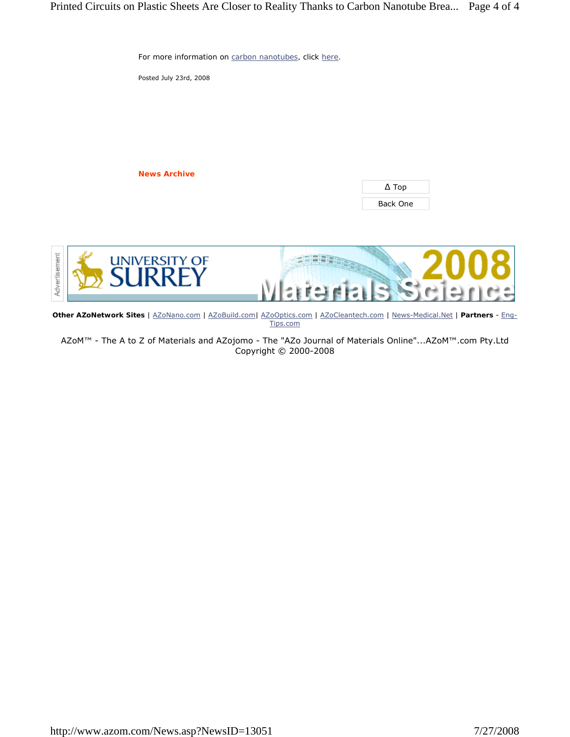For more information on carbon nanotubes, click here.

Posted July 23rd, 2008

**News Archive**

Δ Top

Back One

**Other AZoNetwork Sites** | AZoNano.com | AZoBuild.com| AZoOptics.com | AZoCleantech.com | News-Medical.Net | **Partners** - Eng-Tips.com

AZoM™ - The A to Z of Materials and AZojomo - The "AZo Journal of Materials Online"...AZoM™.com Pty.Ltd Copyright © 2000-2008